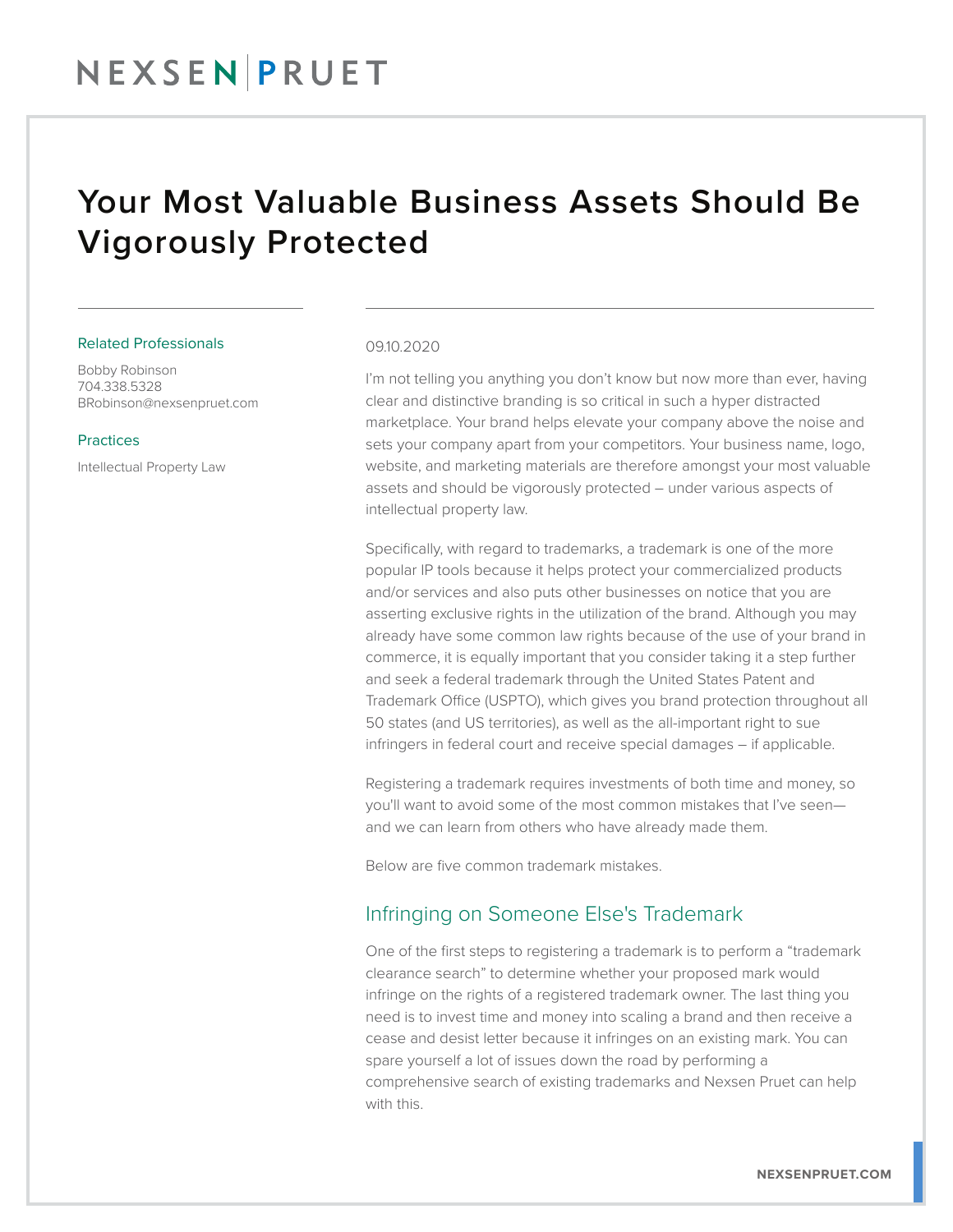# Your Most Valuable Business Assets Should Be Vigorously Protected

**Related Professionals**

Bobby Robinson
704.338.5328
BRobinson@nexsenpruet.com

**Practices**

Intellectual Property Law

09.10.2020

I'm not telling you anything you don't know but now more than ever, having clear and distinctive branding is so critical in such a hyper distracted marketplace. Your brand helps elevate your company above the noise and sets your company apart from your competitors. Your business name, logo, website, and marketing materials are therefore amongst your most valuable assets and should be vigorously protected – under various aspects of intellectual property law.

Specifically, with regard to trademarks, a trademark is one of the more popular IP tools because it helps protect your commercialized products and/or services and also puts other businesses on notice that you are asserting exclusive rights in the utilization of the brand. Although you may already have some common law rights because of the use of your brand in commerce, it is equally important that you consider taking it a step further and seek a federal trademark through the United States Patent and Trademark Office (USPTO), which gives you brand protection throughout all 50 states (and US territories), as well as the all-important right to sue infringers in federal court and receive special damages – if applicable.

Registering a trademark requires investments of both time and money, so you'll want to avoid some of the most common mistakes that I've seen—and we can learn from others who have already made them.

Below are five common trademark mistakes.

## Infringing on Someone Else's Trademark

One of the first steps to registering a trademark is to perform a "trademark clearance search" to determine whether your proposed mark would infringe on the rights of a registered trademark owner. The last thing you need is to invest time and money into scaling a brand and then receive a cease and desist letter because it infringes on an existing mark. You can spare yourself a lot of issues down the road by performing a comprehensive search of existing trademarks and Nexsen Pruet can help with this.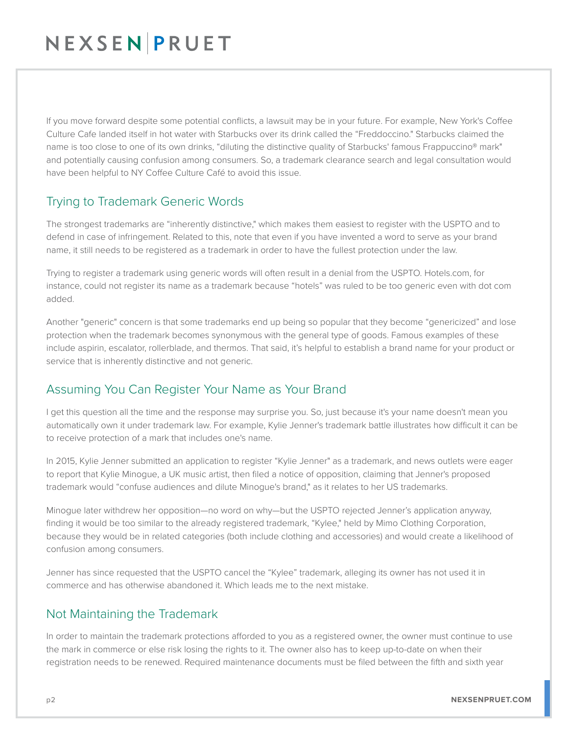If you move forward despite some potential conflicts, a lawsuit may be in your future. For example, New York's Coffee Culture Cafe landed itself in hot water with Starbucks over its drink called the "Freddoccino." Starbucks claimed the name is too close to one of its own drinks, "diluting the distinctive quality of Starbucks' famous Frappuccino® mark" and potentially causing confusion among consumers. So, a trademark clearance search and legal consultation would have been helpful to NY Coffee Culture Café to avoid this issue.

## Trying to Trademark Generic Words

The strongest trademarks are "inherently distinctive," which makes them easiest to register with the USPTO and to defend in case of infringement. Related to this, note that even if you have invented a word to serve as your brand name, it still needs to be registered as a trademark in order to have the fullest protection under the law.

Trying to register a trademark using generic words will often result in a denial from the USPTO. Hotels.com, for instance, could not register its name as a trademark because "hotels" was ruled to be too generic even with dot com added.

Another "generic" concern is that some trademarks end up being so popular that they become "genericized" and lose protection when the trademark becomes synonymous with the general type of goods. Famous examples of these include aspirin, escalator, rollerblade, and thermos. That said, it's helpful to establish a brand name for your product or service that is inherently distinctive and not generic.

## Assuming You Can Register Your Name as Your Brand

I get this question all the time and the response may surprise you. So, just because it's your name doesn't mean you automatically own it under trademark law. For example, Kylie Jenner's trademark battle illustrates how difficult it can be to receive protection of a mark that includes one's name.

In 2015, Kylie Jenner submitted an application to register "Kylie Jenner" as a trademark, and news outlets were eager to report that Kylie Minogue, a UK music artist, then filed a notice of opposition, claiming that Jenner's proposed trademark would "confuse audiences and dilute Minogue's brand," as it relates to her US trademarks.

Minogue later withdrew her opposition—no word on why—but the USPTO rejected Jenner's application anyway, finding it would be too similar to the already registered trademark, "Kylee," held by Mimo Clothing Corporation, because they would be in related categories (both include clothing and accessories) and would create a likelihood of confusion among consumers.

Jenner has since requested that the USPTO cancel the "Kylee" trademark, alleging its owner has not used it in commerce and has otherwise abandoned it. Which leads me to the next mistake.

## Not Maintaining the Trademark

In order to maintain the trademark protections afforded to you as a registered owner, the owner must continue to use the mark in commerce or else risk losing the rights to it. The owner also has to keep up-to-date on when their registration needs to be renewed. Required maintenance documents must be filed between the fifth and sixth year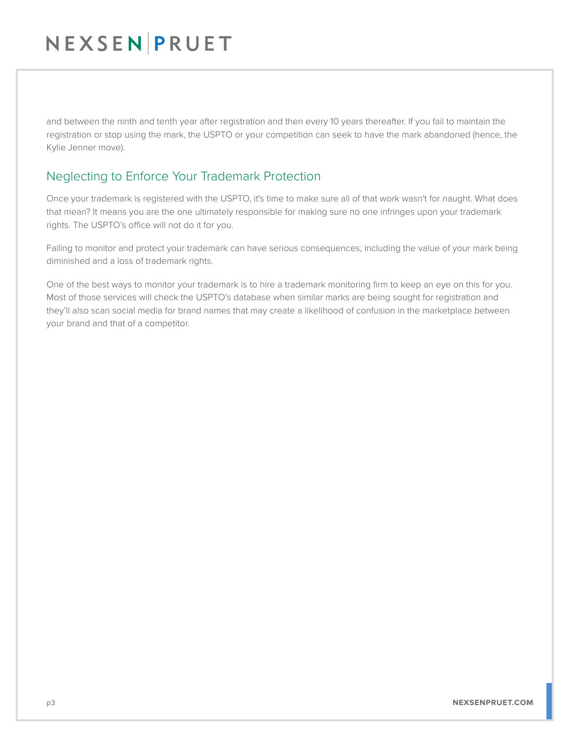and between the ninth and tenth year after registration and then every 10 years thereafter. If you fail to maintain the registration or stop using the mark, the USPTO or your competition can seek to have the mark abandoned (hence, the Kylie Jenner move).

## Neglecting to Enforce Your Trademark Protection

Once your trademark is registered with the USPTO, it's time to make sure all of that work wasn't for naught. What does that mean? It means you are the one ultimately responsible for making sure no one infringes upon your trademark rights. The USPTO's office will not do it for you.

Failing to monitor and protect your trademark can have serious consequences, including the value of your mark being diminished and a loss of trademark rights.

One of the best ways to monitor your trademark is to hire a trademark monitoring firm to keep an eye on this for you. Most of those services will check the USPTO's database when similar marks are being sought for registration and they'll also scan social media for brand names that may create a likelihood of confusion in the marketplace between your brand and that of a competitor.